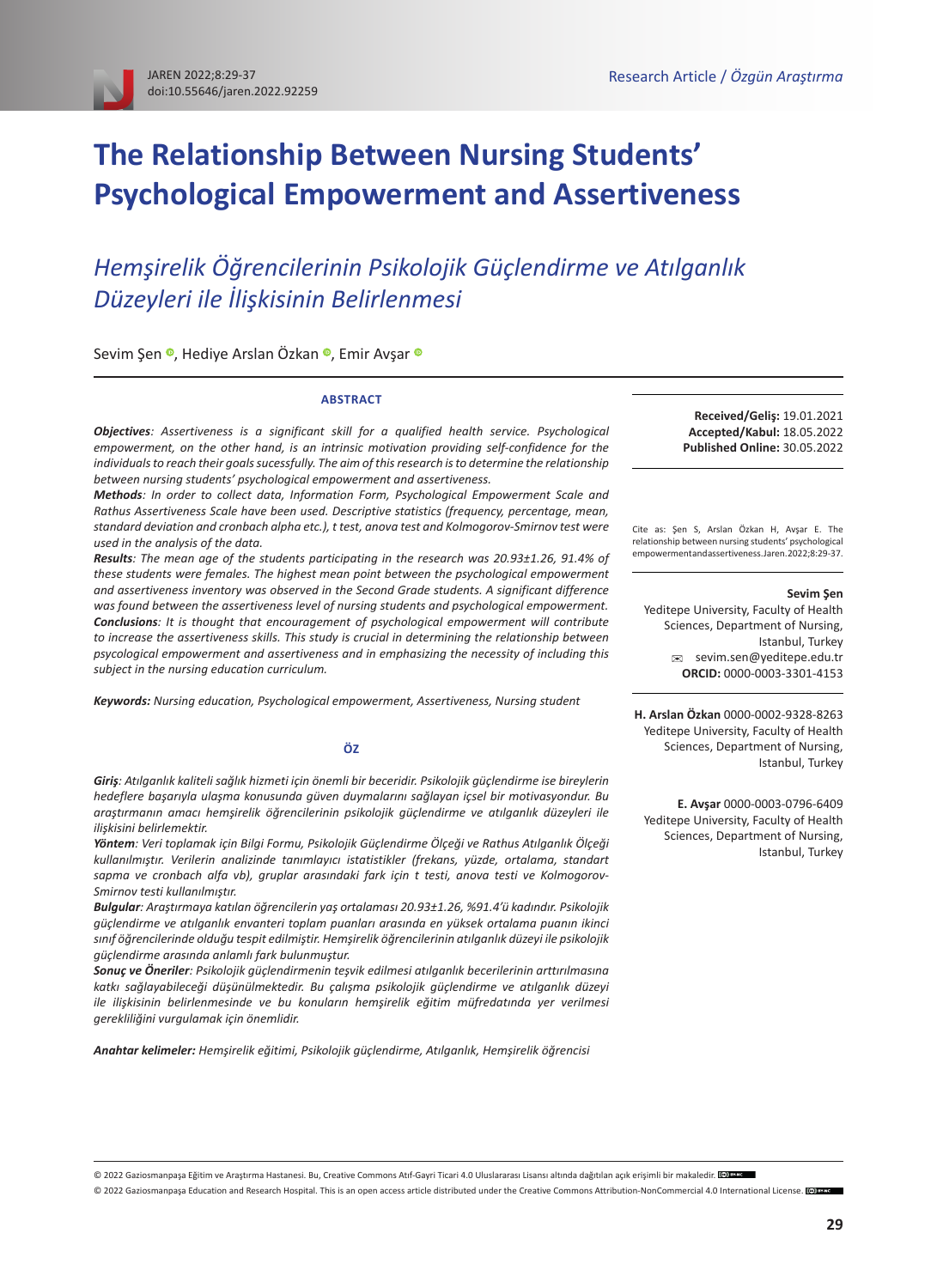Research Article / *Özgün Araştırma*

# The Relationship Between Nursing Students' Psychological Empowerment and Assertiveness

## *Hemşirelik Öğrencilerinin Psikolojik Güçlendirme ve Atılganlık Düzeyleri ile İlişkisinin Belirlenmesi*

Sevim Şen, Hediye Arslan Özkan, Emir Avşar

**Received/Geliş:** 19.01.2021
**Accepted/Kabul:** 18.05.2022
**Published Online:** 30.05.2022

Cite as: Şen S, Arslan Özkan H, Avşar E. The relationship between nursing students' psychological empowermentandassertiveness.Jaren.2022;8:29-37.

**Sevim Şen**
Yeditepe University, Faculty of Health Sciences, Department of Nursing, Istanbul, Turkey
✉ sevim.sen@yeditepe.edu.tr
**ORCID:** 0000-0003-3301-4153

**H. Arslan Özkan** 0000-0002-9328-8263
Yeditepe University, Faculty of Health Sciences, Department of Nursing, Istanbul, Turkey

**E. Avşar** 0000-0003-0796-6409
Yeditepe University, Faculty of Health Sciences, Department of Nursing, Istanbul, Turkey

### ABSTRACT

***Objectives****: Assertiveness is a significant skill for a qualified health service. Psychological empowerment, on the other hand, is an intrinsic motivation providing self-confidence for the individuals to reach their goals sucessfully. The aim of this research is to determine the relationship between nursing students' psychological empowerment and assertiveness.*

***Methods****: In order to collect data, Information Form, Psychological Empowerment Scale and Rathus Assertiveness Scale have been used. Descriptive statistics (frequency, percentage, mean, standard deviation and cronbach alpha etc.), t test, anova test and Kolmogorov-Smirnov test were used in the analysis of the data.*

***Results****: The mean age of the students participating in the research was 20.93±1.26, 91.4% of these students were females. The highest mean point between the psychological empowerment and assertiveness inventory was observed in the Second Grade students. A significant difference was found between the assertiveness level of nursing students and psychological empowerment.*

***Conclusions****: It is thought that encouragement of psychological empowerment will contribute to increase the assertiveness skills. This study is crucial in determining the relationship between psycological empowerment and assertiveness and in emphasizing the necessity of including this subject in the nursing education curriculum.*

**Keywords:** *Nursing education, Psychological empowerment, Assertiveness, Nursing student*

### ÖZ

***Giriş****: Atılganlık kaliteli sağlık hizmeti için önemli bir beceridir. Psikolojik güçlendirme ise bireylerin hedeflere başarıyla ulaşma konusunda güven duymalarını sağlayan içsel bir motivasyondur. Bu araştırmanın amacı hemşirelik öğrencilerinin psikolojik güçlendirme ve atılganlık düzeyleri ile ilişkisini belirlemektir.*

***Yöntem****: Veri toplamak için Bilgi Formu, Psikolojik Güçlendirme Ölçeği ve Rathus Atılganlık Ölçeği kullanılmıştır. Verilerin analizinde tanımlayıcı istatistikler (frekans, yüzde, ortalama, standart sapma ve cronbach alfa vb), gruplar arasındaki fark için t testi, anova testi ve Kolmogorov-Smirnov testi kullanılmıştır.*

***Bulgular****: Araştırmaya katılan öğrencilerin yaş ortalaması 20.93±1.26, %91.4'ü kadındır. Psikolojik güçlendirme ve atılganlık envanteri toplam puanları arasında en yüksek ortalama puanın ikinci sınıf öğrencilerinde olduğu tespit edilmiştir. Hemşirelik öğrencilerinin atılganlık düzeyi ile psikolojik güçlendirme arasında anlamlı fark bulunmuştur.*

***Sonuç ve Öneriler****: Psikolojik güçlendirmenin teşvik edilmesi atılganlık becerilerinin arttırılmasına katkı sağlayabileceği düşünülmektedir. Bu çalışma psikolojik güçlendirme ve atılganlık düzeyi ile ilişkisinin belirlenmesinde ve bu konuların hemşirelik eğitim müfredatında yer verilmesi gerekliliğini vurgulamak için önemlidir.*

**Anahtar kelimeler:** *Hemşirelik eğitimi, Psikolojik güçlendirme, Atılganlık, Hemşirelik öğrencisi*

© 2022 Gaziosmanpaşa Eğitim ve Araştırma Hastanesi. Bu, Creative Commons Atıf-Gayri Ticari 4.0 Uluslararası Lisansı altında dağıtılan açık erişimli bir makaledir.
© 2022 Gaziosmanpaşa Education and Research Hospital. This is an open access article distributed under the Creative Commons Attribution-NonCommercial 4.0 International License.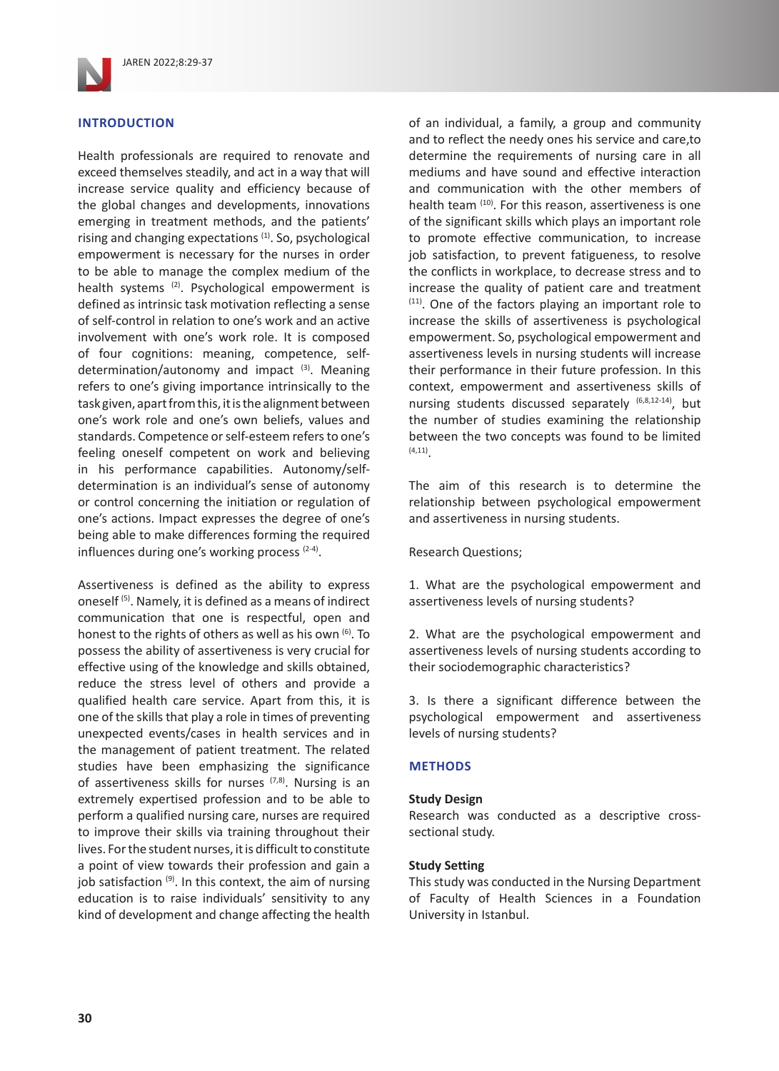## INTRODUCTION

Health professionals are required to renovate and exceed themselves steadily, and act in a way that will increase service quality and efficiency because of the global changes and developments, innovations emerging in treatment methods, and the patients' rising and changing expectations [1]. So, psychological empowerment is necessary for the nurses in order to be able to manage the complex medium of the health systems [2]. Psychological empowerment is defined as intrinsic task motivation reflecting a sense of self-control in relation to one's work and an active involvement with one's work role. It is composed of four cognitions: meaning, competence, self-determination/autonomy and impact [3]. Meaning refers to one's giving importance intrinsically to the task given, apart from this, it is the alignment between one's work role and one's own beliefs, values and standards. Competence or self-esteem refers to one's feeling oneself competent on work and believing in his performance capabilities. Autonomy/self-determination is an individual's sense of autonomy or control concerning the initiation or regulation of one's actions. Impact expresses the degree of one's being able to make differences forming the required influences during one's working process [2-4].

Assertiveness is defined as the ability to express oneself [5]. Namely, it is defined as a means of indirect communication that one is respectful, open and honest to the rights of others as well as his own [6]. To possess the ability of assertiveness is very crucial for effective using of the knowledge and skills obtained, reduce the stress level of others and provide a qualified health care service. Apart from this, it is one of the skills that play a role in times of preventing unexpected events/cases in health services and in the management of patient treatment. The related studies have been emphasizing the significance of assertiveness skills for nurses [7,8]. Nursing is an extremely expertised profession and to be able to perform a qualified nursing care, nurses are required to improve their skills via training throughout their lives. For the student nurses, it is difficult to constitute a point of view towards their profession and gain a job satisfaction [9]. In this context, the aim of nursing education is to raise individuals' sensitivity to any kind of development and change affecting the health of an individual, a family, a group and community and to reflect the needy ones his service and care,to determine the requirements of nursing care in all mediums and have sound and effective interaction and communication with the other members of health team [10]. For this reason, assertiveness is one of the significant skills which plays an important role to promote effective communication, to increase job satisfaction, to prevent fatigueness, to resolve the conflicts in workplace, to decrease stress and to increase the quality of patient care and treatment [11]. One of the factors playing an important role to increase the skills of assertiveness is psychological empowerment. So, psychological empowerment and assertiveness levels in nursing students will increase their performance in their future profession. In this context, empowerment and assertiveness skills of nursing students discussed separately [6,8,12-14], but the number of studies examining the relationship between the two concepts was found to be limited [4,11].

The aim of this research is to determine the relationship between psychological empowerment and assertiveness in nursing students.

Research Questions;

1. What are the psychological empowerment and assertiveness levels of nursing students?

2. What are the psychological empowerment and assertiveness levels of nursing students according to their sociodemographic characteristics?

3. Is there a significant difference between the psychological empowerment and assertiveness levels of nursing students?

## METHODS

### Study Design

Research was conducted as a descriptive cross-sectional study.

### Study Setting

This study was conducted in the Nursing Department of Faculty of Health Sciences in a Foundation University in Istanbul.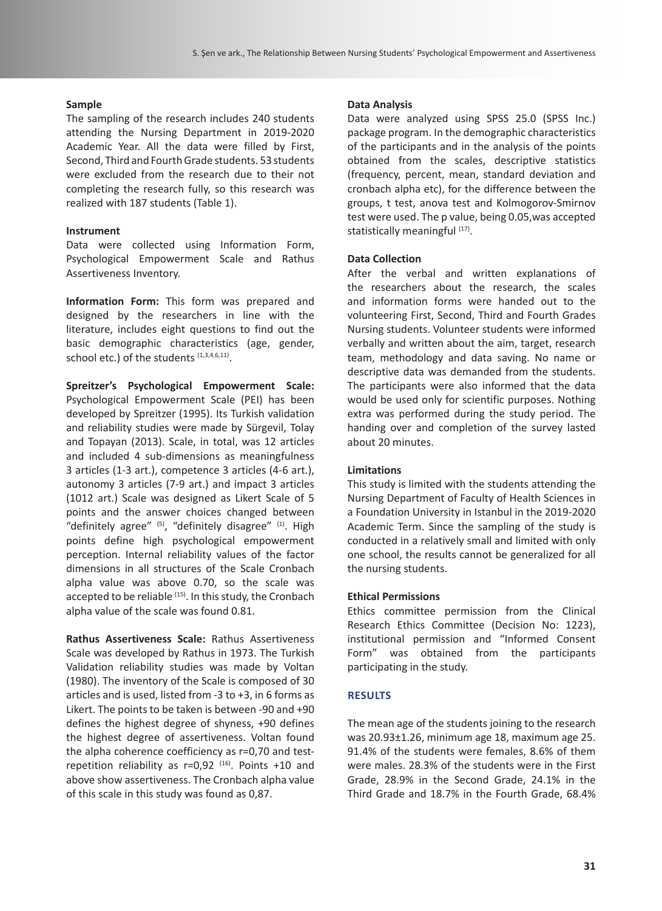**Sample**

The sampling of the research includes 240 students attending the Nursing Department in 2019-2020 Academic Year. All the data were filled by First, Second, Third and Fourth Grade students. 53 students were excluded from the research due to their not completing the research fully, so this research was realized with 187 students (Table 1).

**Instrument**

Data were collected using Information Form, Psychological Empowerment Scale and Rathus Assertiveness Inventory.

**Information Form:** This form was prepared and designed by the researchers in line with the literature, includes eight questions to find out the basic demographic characteristics (age, gender, school etc.) of the students [1,3,4,6,11].

**Spreitzer's Psychological Empowerment Scale:** Psychological Empowerment Scale (PEI) has been developed by Spreitzer (1995). Its Turkish validation and reliability studies were made by Sürgevil, Tolay and Topayan (2013). Scale, in total, was 12 articles and included 4 sub-dimensions as meaningfulness 3 articles (1-3 art.), competence 3 articles (4-6 art.), autonomy 3 articles (7-9 art.) and impact 3 articles (1012 art.) Scale was designed as Likert Scale of 5 points and the answer choices changed between "definitely agree" [5], "definitely disagree" [1]. High points define high psychological empowerment perception. Internal reliability values of the factor dimensions in all structures of the Scale Cronbach alpha value was above 0.70, so the scale was accepted to be reliable [15]. In this study, the Cronbach alpha value of the scale was found 0.81.

**Rathus Assertiveness Scale:** Rathus Assertiveness Scale was developed by Rathus in 1973. The Turkish Validation reliability studies was made by Voltan (1980). The inventory of the Scale is composed of 30 articles and is used, listed from -3 to +3, in 6 forms as Likert. The points to be taken is between -90 and +90 defines the highest degree of shyness, +90 defines the highest degree of assertiveness. Voltan found the alpha coherence coefficiency as r=0,70 and test-repetition reliability as r=0,92 [16]. Points +10 and above show assertiveness. The Cronbach alpha value of this scale in this study was found as 0,87.

**Data Analysis**

Data were analyzed using SPSS 25.0 (SPSS Inc.) package program. In the demographic characteristics of the participants and in the analysis of the points obtained from the scales, descriptive statistics (frequency, percent, mean, standard deviation and cronbach alpha etc), for the difference between the groups, t test, anova test and Kolmogorov-Smirnov test were used. The p value, being 0.05,was accepted statistically meaningful [17].

**Data Collection**

After the verbal and written explanations of the researchers about the research, the scales and information forms were handed out to the volunteering First, Second, Third and Fourth Grades Nursing students. Volunteer students were informed verbally and written about the aim, target, research team, methodology and data saving. No name or descriptive data was demanded from the students. The participants were also informed that the data would be used only for scientific purposes. Nothing extra was performed during the study period. The handing over and completion of the survey lasted about 20 minutes.

**Limitations**

This study is limited with the students attending the Nursing Department of Faculty of Health Sciences in a Foundation University in Istanbul in the 2019-2020 Academic Term. Since the sampling of the study is conducted in a relatively small and limited with only one school, the results cannot be generalized for all the nursing students.

**Ethical Permissions**

Ethics committee permission from the Clinical Research Ethics Committee (Decision No: 1223), institutional permission and "Informed Consent Form" was obtained from the participants participating in the study.

## RESULTS

The mean age of the students joining to the research was 20.93±1.26, minimum age 18, maximum age 25. 91.4% of the students were females, 8.6% of them were males. 28.3% of the students were in the First Grade, 28.9% in the Second Grade, 24.1% in the Third Grade and 18.7% in the Fourth Grade, 68.4%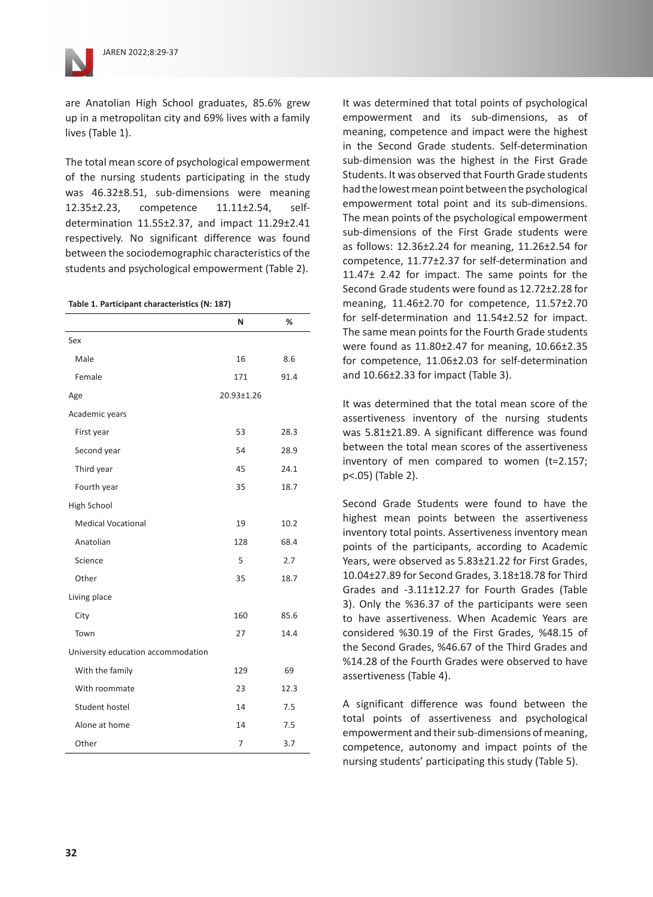are Anatolian High School graduates, 85.6% grew up in a metropolitan city and 69% lives with a family lives (Table 1).

The total mean score of psychological empowerment of the nursing students participating in the study was 46.32±8.51, sub-dimensions were meaning 12.35±2.23, competence 11.11±2.54, self-determination 11.55±2.37, and impact 11.29±2.41 respectively. No significant difference was found between the sociodemographic characteristics of the students and psychological empowerment (Table 2).

**Table 1. Participant characteristics (N: 187)**

| | N | % |
|---|---|---|
| Sex | | |
| Male | 16 | 8.6 |
| Female | 171 | 91.4 |
| Age | 20.93±1.26 | |
| Academic years | | |
| First year | 53 | 28.3 |
| Second year | 54 | 28.9 |
| Third year | 45 | 24.1 |
| Fourth year | 35 | 18.7 |
| High School | | |
| Medical Vocational | 19 | 10.2 |
| Anatolian | 128 | 68.4 |
| Science | 5 | 2.7 |
| Other | 35 | 18.7 |
| Living place | | |
| City | 160 | 85.6 |
| Town | 27 | 14.4 |
| University education accommodation | | |
| With the family | 129 | 69 |
| With roommate | 23 | 12.3 |
| Student hostel | 14 | 7.5 |
| Alone at home | 14 | 7.5 |
| Other | 7 | 3.7 |

It was determined that total points of psychological empowerment and its sub-dimensions, as of meaning, competence and impact were the highest in the Second Grade students. Self-determination sub-dimension was the highest in the First Grade Students. It was observed that Fourth Grade students had the lowest mean point between the psychological empowerment total point and its sub-dimensions. The mean points of the psychological empowerment sub-dimensions of the First Grade students were as follows: 12.36±2.24 for meaning, 11.26±2.54 for competence, 11.77±2.37 for self-determination and 11.47± 2.42 for impact. The same points for the Second Grade students were found as 12.72±2.28 for meaning, 11.46±2.70 for competence, 11.57±2.70 for self-determination and 11.54±2.52 for impact. The same mean points for the Fourth Grade students were found as 11.80±2.47 for meaning, 10.66±2.35 for competence, 11.06±2.03 for self-determination and 10.66±2.33 for impact (Table 3).

It was determined that the total mean score of the assertiveness inventory of the nursing students was 5.81±21.89. A significant difference was found between the total mean scores of the assertiveness inventory of men compared to women ($t=2.157$; $p<.05$) (Table 2).

Second Grade Students were found to have the highest mean points between the assertiveness inventory total points. Assertiveness inventory mean points of the participants, according to Academic Years, were observed as 5.83±21.22 for First Grades, 10.04±27.89 for Second Grades, 3.18±18.78 for Third Grades and -3.11±12.27 for Fourth Grades (Table 3). Only the %36.37 of the participants were seen to have assertiveness. When Academic Years are considered %30.19 of the First Grades, %48.15 of the Second Grades, %46.67 of the Third Grades and %14.28 of the Fourth Grades were observed to have assertiveness (Table 4).

A significant difference was found between the total points of assertiveness and psychological empowerment and their sub-dimensions of meaning, competence, autonomy and impact points of the nursing students' participating this study (Table 5).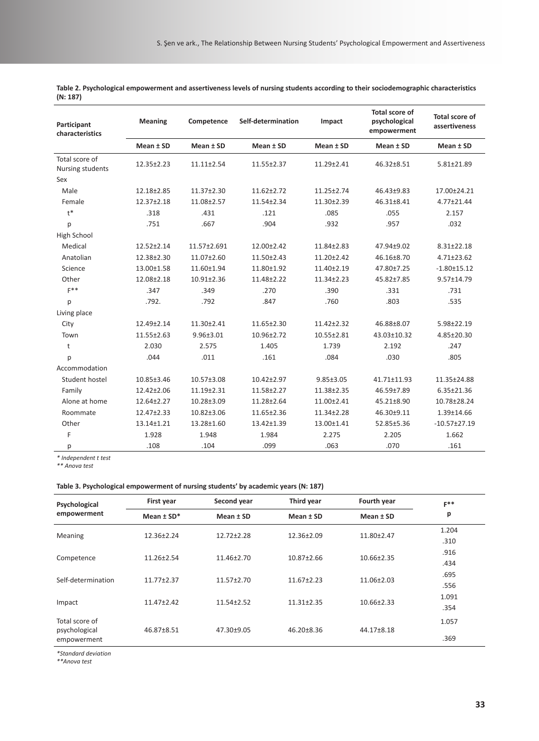**Table 2. Psychological empowerment and assertiveness levels of nursing students according to their sociodemographic characteristics (N: 187)**

| Participant characteristics | Meaning | Competence | Self-determination | Impact | Total score of psychological empowerment | Total score of assertiveness |
|---|---|---|---|---|---|---|
| | Mean ± SD | Mean ± SD | Mean ± SD | Mean ± SD | Mean ± SD | Mean ± SD |
| Total score of Nursing students | 12.35±2.23 | 11.11±2.54 | 11.55±2.37 | 11.29±2.41 | 46.32±8.51 | 5.81±21.89 |
| Sex | | | | | | |
| Male | 12.18±2.85 | 11.37±2.30 | 11.62±2.72 | 11.25±2.74 | 46.43±9.83 | 17.00±24.21 |
| Female | 12.37±2.18 | 11.08±2.57 | 11.54±2.34 | 11.30±2.39 | 46.31±8.41 | 4.77±21.44 |
| t* | .318 | .431 | .121 | .085 | .055 | 2.157 |
| p | .751 | .667 | .904 | .932 | .957 | .032 |
| High School | | | | | | |
| Medical | 12.52±2.14 | 11.57±2.691 | 12.00±2.42 | 11.84±2.83 | 47.94±9.02 | 8.31±22.18 |
| Anatolian | 12.38±2.30 | 11.07±2.60 | 11.50±2.43 | 11.20±2.42 | 46.16±8.70 | 4.71±23.62 |
| Science | 13.00±1.58 | 11.60±1.94 | 11.80±1.92 | 11.40±2.19 | 47.80±7.25 | -1.80±15.12 |
| Other | 12.08±2.18 | 10.91±2.36 | 11.48±2.22 | 11.34±2.23 | 45.82±7.85 | 9.57±14.79 |
| F** | .347 | .349 | .270 | .390 | .331 | .731 |
| p | .792. | .792 | .847 | .760 | .803 | .535 |
| Living place | | | | | | |
| City | 12.49±2.14 | 11.30±2.41 | 11.65±2.30 | 11.42±2.32 | 46.88±8.07 | 5.98±22.19 |
| Town | 11.55±2.63 | 9.96±3.01 | 10.96±2.72 | 10.55±2.81 | 43.03±10.32 | 4.85±20.30 |
| t | 2.030 | 2.575 | 1.405 | 1.739 | 2.192 | .247 |
| p | .044 | .011 | .161 | .084 | .030 | .805 |
| Accommodation | | | | | | |
| Student hostel | 10.85±3.46 | 10.57±3.08 | 10.42±2.97 | 9.85±3.05 | 41.71±11.93 | 11.35±24.88 |
| Family | 12.42±2.06 | 11.19±2.31 | 11.58±2.27 | 11.38±2.35 | 46.59±7.89 | 6.35±21.36 |
| Alone at home | 12.64±2.27 | 10.28±3.09 | 11.28±2.64 | 11.00±2.41 | 45.21±8.90 | 10.78±28.24 |
| Roommate | 12.47±2.33 | 10.82±3.06 | 11.65±2.36 | 11.34±2.28 | 46.30±9.11 | 1.39±14.66 |
| Other | 13.14±1.21 | 13.28±1.60 | 13.42±1.39 | 13.00±1.41 | 52.85±5.36 | -10.57±27.19 |
| F | 1.928 | 1.948 | 1.984 | 2.275 | 2.205 | 1.662 |
| p | .108 | .104 | .099 | .063 | .070 | .161 |

*\* Independent t test*
*\*\* Anova test*

**Table 3. Psychological empowerment of nursing students' by academic years (N: 187)**

| Psychological empowerment | First year | Second year | Third year | Fourth year | F** |
|---|---|---|---|---|---|
| | Mean ± SD* | Mean ± SD | Mean ± SD | Mean ± SD | p |
| Meaning | 12.36±2.24 | 12.72±2.28 | 12.36±2.09 | 11.80±2.47 | 1.204<br>.310 |
| Competence | 11.26±2.54 | 11.46±2.70 | 10.87±2.66 | 10.66±2.35 | .916<br>.434 |
| Self-determination | 11.77±2.37 | 11.57±2.70 | 11.67±2.23 | 11.06±2.03 | .695<br>.556 |
| Impact | 11.47±2.42 | 11.54±2.52 | 11.31±2.35 | 10.66±2.33 | 1.091<br>.354 |
| Total score of psychological empowerment | 46.87±8.51 | 47.30±9.05 | 46.20±8.36 | 44.17±8.18 | 1.057<br>.369 |

*\*Standard deviation*
*\*\*Anova test*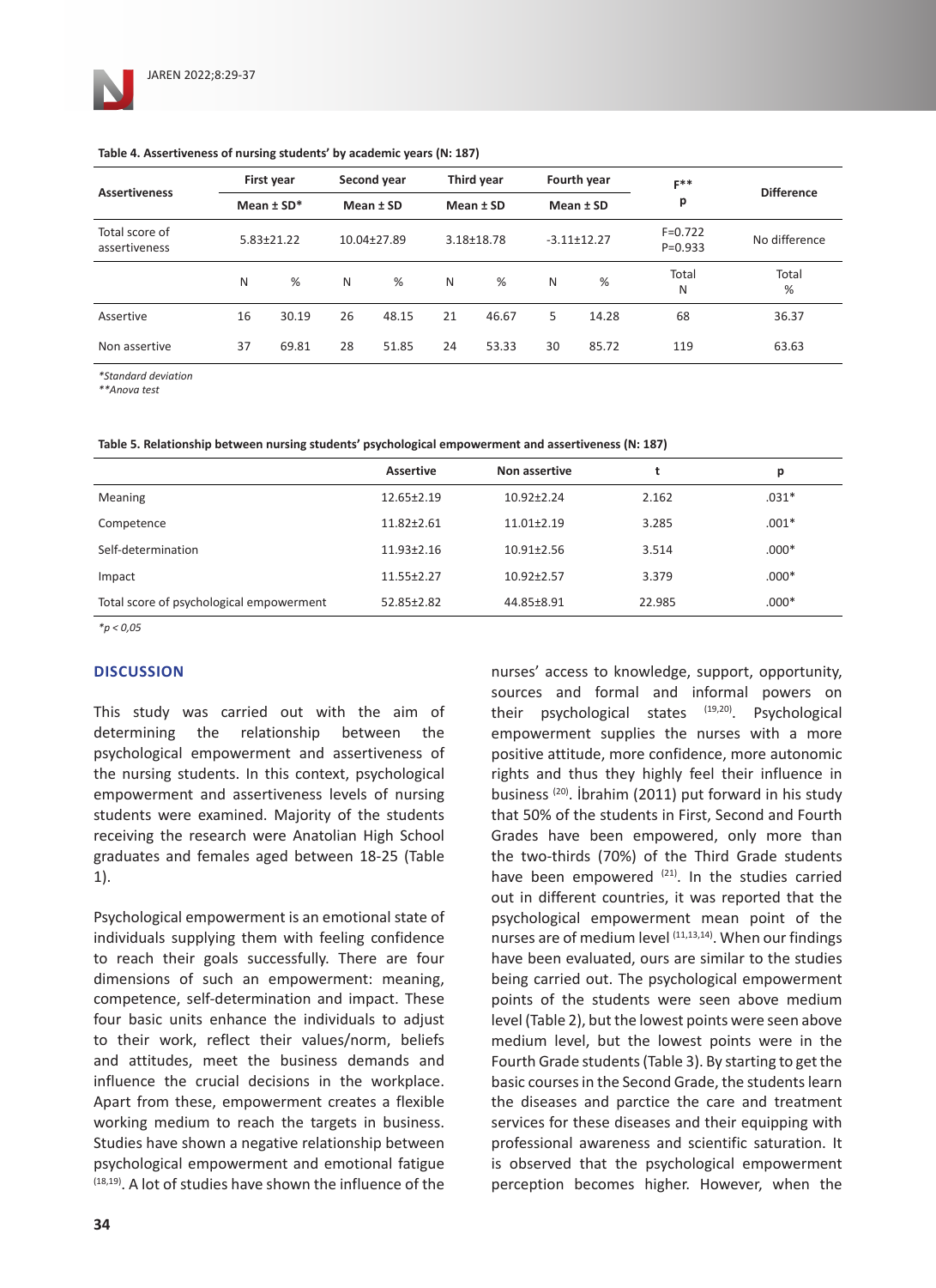**Table 4. Assertiveness of nursing students' by academic years (N: 187)**

| Assertiveness | First year | | Second year | | Third year | | Fourth year | | F** p | Difference |
|---|---|---|---|---|---|---|---|---|---|---|
| | Mean ± SD* | | Mean ± SD | | Mean ± SD | | Mean ± SD | | | |
| Total score of assertiveness | 5.83±21.22 | | 10.04±27.89 | | 3.18±18.78 | | -3.11±12.27 | | F=0.722 P=0.933 | No difference |
| | N | % | N | % | N | % | N | % | Total N | Total % |
| Assertive | 16 | 30.19 | 26 | 48.15 | 21 | 46.67 | 5 | 14.28 | 68 | 36.37 |
| Non assertive | 37 | 69.81 | 28 | 51.85 | 24 | 53.33 | 30 | 85.72 | 119 | 63.63 |

*Standard deviation
**Anova test

**Table 5. Relationship between nursing students' psychological empowerment and assertiveness (N: 187)**

| | Assertive | Non assertive | t | p |
|---|---|---|---|---|
| Meaning | 12.65±2.19 | 10.92±2.24 | 2.162 | .031* |
| Competence | 11.82±2.61 | 11.01±2.19 | 3.285 | .001* |
| Self-determination | 11.93±2.16 | 10.91±2.56 | 3.514 | .000* |
| Impact | 11.55±2.27 | 10.92±2.57 | 3.379 | .000* |
| Total score of psychological empowerment | 52.85±2.82 | 44.85±8.91 | 22.985 | .000* |

*$p < 0,05$

## DISCUSSION

This study was carried out with the aim of determining the relationship between the psychological empowerment and assertiveness of the nursing students. In this context, psychological empowerment and assertiveness levels of nursing students were examined. Majority of the students receiving the research were Anatolian High School graduates and females aged between 18-25 (Table 1).

Psychological empowerment is an emotional state of individuals supplying them with feeling confidence to reach their goals successfully. There are four dimensions of such an empowerment: meaning, competence, self-determination and impact. These four basic units enhance the individuals to adjust to their work, reflect their values/norm, beliefs and attitudes, meet the business demands and influence the crucial decisions in the workplace. Apart from these, empowerment creates a flexible working medium to reach the targets in business. Studies have shown a negative relationship between psychological empowerment and emotional fatigue [18,19]. A lot of studies have shown the influence of the nurses' access to knowledge, support, opportunity, sources and formal and informal powers on their psychological states [19,20]. Psychological empowerment supplies the nurses with a more positive attitude, more confidence, more autonomic rights and thus they highly feel their influence in business [20]. İbrahim (2011) put forward in his study that 50% of the students in First, Second and Fourth Grades have been empowered, only more than the two-thirds (70%) of the Third Grade students have been empowered [21]. In the studies carried out in different countries, it was reported that the psychological empowerment mean point of the nurses are of medium level [11,13,14]. When our findings have been evaluated, ours are similar to the studies being carried out. The psychological empowerment points of the students were seen above medium level (Table 2), but the lowest points were seen above medium level, but the lowest points were the Fourth Grade students (Table 3). By starting to get the basic courses in the Second Grade, the students learn the diseases and parctice the care and treatment services for these diseases and their equipping with professional awareness and scientific saturation. It is observed that the psychological empowerment perception becomes higher. However, when the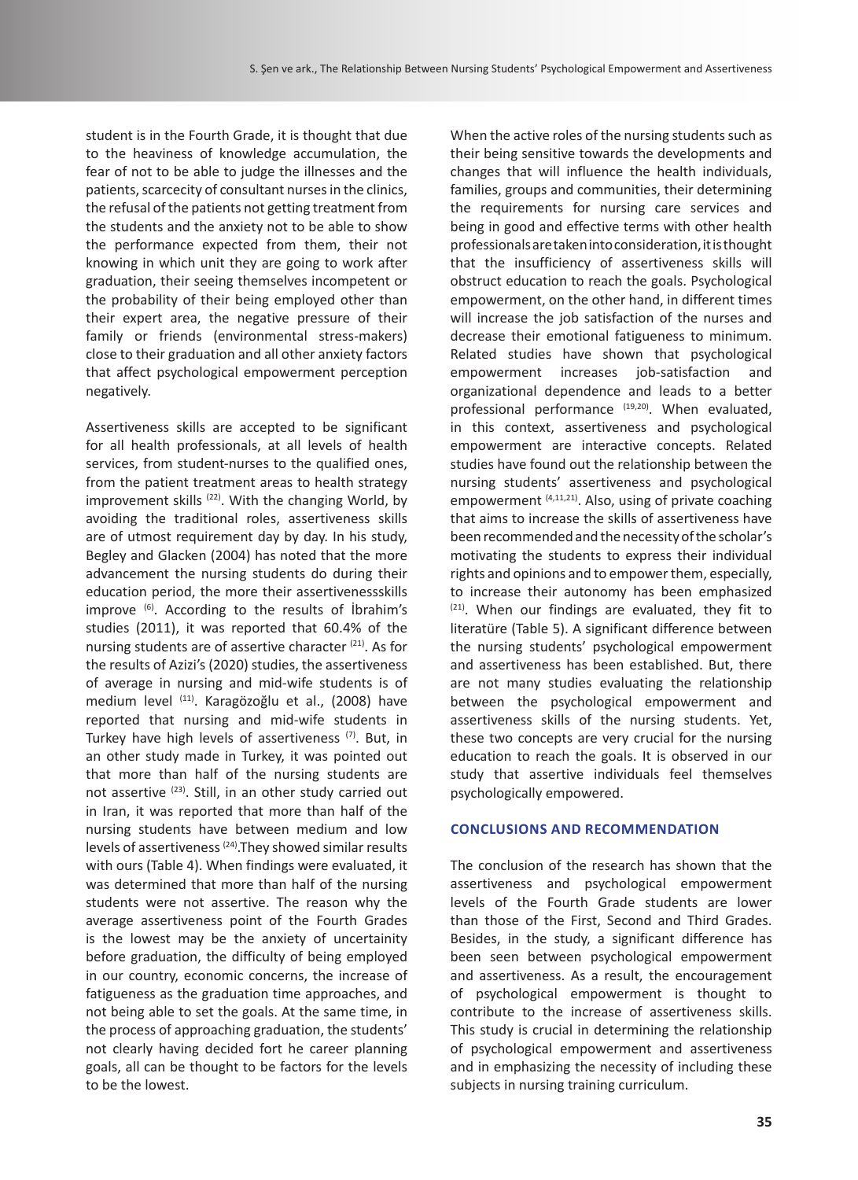student is in the Fourth Grade, it is thought that due to the heaviness of knowledge accumulation, the fear of not to be able to judge the illnesses and the patients, scarcecity of consultant nurses in the clinics, the refusal of the patients not getting treatment from the students and the anxiety not to be able to show the performance expected from them, their not knowing in which unit they are going to work after graduation, their seeing themselves incompetent or the probability of their being employed other than their expert area, the negative pressure of their family or friends (environmental stress-makers) close to their graduation and all other anxiety factors that affect psychological empowerment perception negatively.

Assertiveness skills are accepted to be significant for all health professionals, at all levels of health services, from student-nurses to the qualified ones, from the patient treatment areas to health strategy improvement skills [22]. With the changing World, by avoiding the traditional roles, assertiveness skills are of utmost requirement day by day. In his study, Begley and Glacken (2004) has noted that the more advancement the nursing students do during their education period, the more their assertivenessskills improve [6]. According to the results of İbrahim's studies (2011), it was reported that 60.4% of the nursing students are of assertive character [21]. As for the results of Azizi's (2020) studies, the assertiveness of average in nursing and mid-wife students is of medium level [11]. Karagözoğlu et al., (2008) have reported that nursing and mid-wife students in Turkey have high levels of assertiveness [7]. But, in an other study made in Turkey, it was pointed out that more than half of the nursing students are not assertive [23]. Still, in an other study carried out in Iran, it was reported that more than half of the nursing students have between medium and low levels of assertiveness [24].They showed similar results with ours (Table 4). When findings were evaluated, it was determined that more than half of the nursing students were not assertive. The reason why the average assertiveness point of the Fourth Grades is the lowest may be the anxiety of uncertainity before graduation, the difficulty of being employed in our country, economic concerns, the increase of fatigueness as the graduation time approaches, and not being able to set the goals. At the same time, in the process of approaching graduation, the students' not clearly having decided fort he career planning goals, all can be thought to be factors for the levels to be the lowest.

When the active roles of the nursing students such as their being sensitive towards the developments and changes that will influence the health individuals, families, groups and communities, their determining the requirements for nursing care services and being in good and effective terms with other health professionals are taken into consideration, it is thought that the insufficiency of assertiveness skills will obstruct education to reach the goals. Psychological empowerment, on the other hand, in different times will increase the job satisfaction of the nurses and decrease their emotional fatigueness to minimum. Related studies have shown that psychological empowerment increases job-satisfaction and organizational dependence and leads to a better professional performance [19,20]. When evaluated, in this context, assertiveness and psychological empowerment are interactive concepts. Related studies have found out the relationship between the nursing students' assertiveness and psychological empowerment [4,11,21]. Also, using of private coaching that aims to increase the skills of assertiveness have been recommended and the necessity of the scholar's motivating the students to express their individual rights and opinions and to empower them, especially, to increase their autonomy has been emphasized [21]. When our findings are evaluated, they fit to literatüre (Table 5). A significant difference between the nursing students' psychological empowerment and assertiveness has been established. But, there are not many studies evaluating the relationship between the psychological empowerment and assertiveness skills of the nursing students. Yet, these two concepts are very crucial for the nursing education to reach the goals. It is observed in our study that assertive individuals feel themselves psychologically empowered.

## CONCLUSIONS AND RECOMMENDATION

The conclusion of the research has shown that the assertiveness and psychological empowerment levels of the Fourth Grade students are lower than those of the First, Second and Third Grades. Besides, in the study, a significant difference has been seen between psychological empowerment and assertiveness. As a result, the encouragement of psychological empowerment is thought to contribute to the increase of assertiveness skills. This study is crucial in determining the relationship of psychological empowerment and assertiveness and in emphasizing the necessity of including these subjects in nursing training curriculum.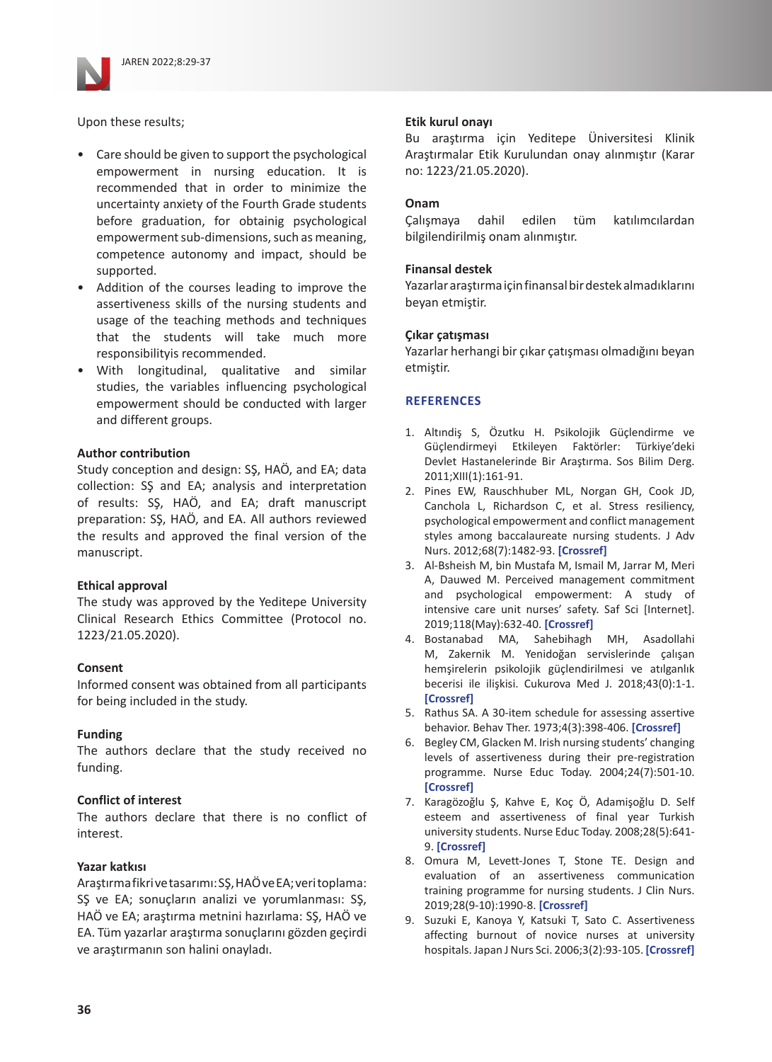Upon these results;

- Care should be given to support the psychological empowerment in nursing education. It is recommended that in order to minimize the uncertainty anxiety of the Fourth Grade students before graduation, for obtainig psychological empowerment sub-dimensions, such as meaning, competence autonomy and impact, should be supported.
- Addition of the courses leading to improve the assertiveness skills of the nursing students and usage of the teaching methods and techniques that the students will take much more responsibilityis recommended.
- With longitudinal, qualitative and similar studies, the variables influencing psychological empowerment should be conducted with larger and different groups.

**Author contribution**

Study conception and design: SŞ, HAÖ, and EA; data collection: SŞ and EA; analysis and interpretation of results: SŞ, HAÖ, and EA; draft manuscript preparation: SŞ, HAÖ, and EA. All authors reviewed the results and approved the final version of the manuscript.

**Ethical approval**

The study was approved by the Yeditepe University Clinical Research Ethics Committee (Protocol no. 1223/21.05.2020).

**Consent**

Informed consent was obtained from all participants for being included in the study.

**Funding**

The authors declare that the study received no funding.

**Conflict of interest**

The authors declare that there is no conflict of interest.

**Yazar katkısı**

Araştırma fikri ve tasarımı: SŞ, HAÖ ve EA; veri toplama: SŞ ve EA; sonuçların analizi ve yorumlanması: SŞ, HAÖ ve EA; araştırma metnini hazırlama: SŞ, HAÖ ve EA. Tüm yazarlar araştırma sonuçlarını gözden geçirdi ve araştırmanın son halini onayladı.

**Etik kurul onayı**

Bu araştırma için Yeditepe Üniversitesi Klinik Araştırmalar Etik Kurulundan onay alınmıştır (Karar no: 1223/21.05.2020).

**Onam**

Çalışmaya dahil edilen tüm katılımcılardan bilgilendirilmiş onam alınmıştır.

**Finansal destek**

Yazarlar araştırma için finansal bir destek almadıklarını beyan etmiştir.

**Çıkar çatışması**

Yazarlar herhangi bir çıkar çatışması olmadığını beyan etmiştir.

## REFERENCES

1. Altındiş S, Özutku H. Psikolojik Güçlendirme ve Güçlendirmeyi Etkileyen Faktörler: Türkiye'deki Devlet Hastanelerinde Bir Araştırma. Sos Bilim Derg. 2011;XIII(1):161-91.
2. Pines EW, Rauschhuber ML, Norgan GH, Cook JD, Canchola L, Richardson C, et al. Stress resiliency, psychological empowerment and conflict management styles among baccalaureate nursing students. J Adv Nurs. 2012;68(7):1482-93. [Crossref]
3. Al-Bsheish M, bin Mustafa M, Ismail M, Jarrar M, Meri A, Dauwed M. Perceived management commitment and psychological empowerment: A study of intensive care unit nurses' safety. Saf Sci [Internet]. 2019;118(May):632-40. [Crossref]
4. Bostanabad MA, Sahebihagh MH, Asadollahi M, Zakernik M. Yenidoğan servislerinde çalışan hemşirelerin psikolojik güçlendirilmesi ve atılganlık becerisi ile ilişkisi. Cukurova Med J. 2018;43(0):1-1. [Crossref]
5. Rathus SA. A 30-item schedule for assessing assertive behavior. Behav Ther. 1973;4(3):398-406. [Crossref]
6. Begley CM, Glacken M. Irish nursing students' changing levels of assertiveness during their pre-registration programme. Nurse Educ Today. 2004;24(7):501-10. [Crossref]
7. Karagözoğlu Ş, Kahve E, Koç Ö, Adamişoğlu D. Self esteem and assertiveness of final year Turkish university students. Nurse Educ Today. 2008;28(5):641-9. [Crossref]
8. Omura M, Levett-Jones T, Stone TE. Design and evaluation of an assertiveness communication training programme for nursing students. J Clin Nurs. 2019;28(9-10):1990-8. [Crossref]
9. Suzuki E, Kanoya Y, Katsuki T, Sato C. Assertiveness affecting burnout of novice nurses at university hospitals. Japan J Nurs Sci. 2006;3(2):93-105. [Crossref]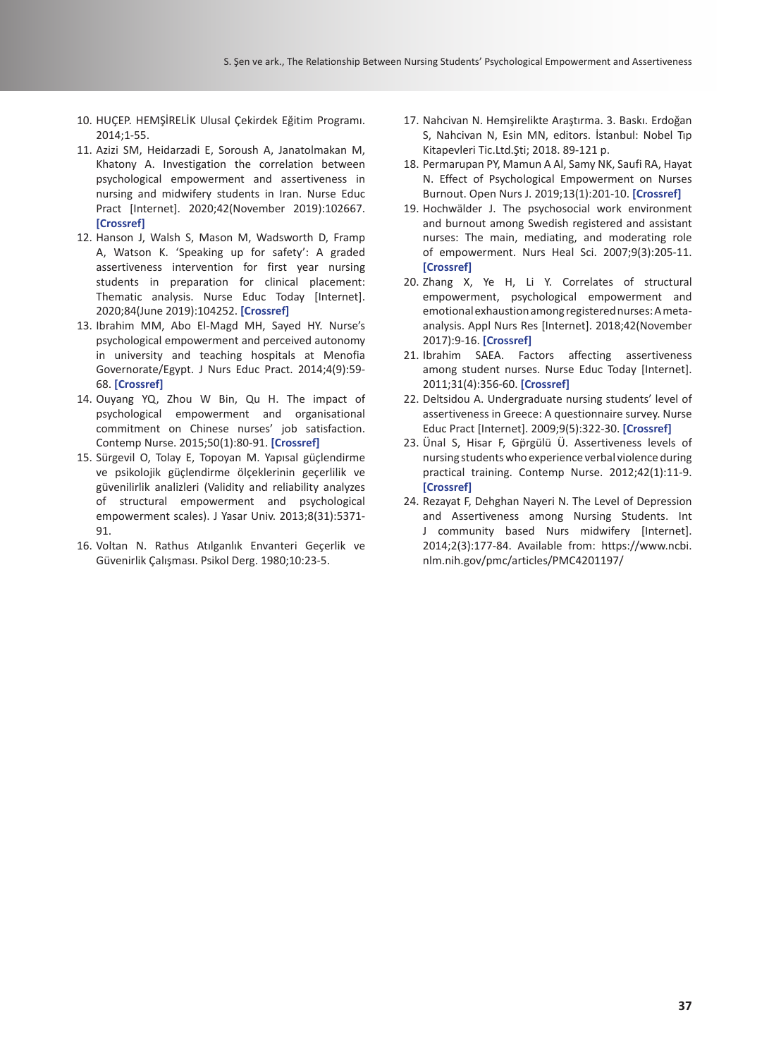10. HUÇEP. HEMŞİRELİK Ulusal Çekirdek Eğitim Programı. 2014;1-55.
11. Azizi SM, Heidarzadi E, Soroush A, Janatolmakan M, Khatony A. Investigation the correlation between psychological empowerment and assertiveness in nursing and midwifery students in Iran. Nurse Educ Pract [Internet]. 2020;42(November 2019):102667. [Crossref]
12. Hanson J, Walsh S, Mason M, Wadsworth D, Framp A, Watson K. 'Speaking up for safety': A graded assertiveness intervention for first year nursing students in preparation for clinical placement: Thematic analysis. Nurse Educ Today [Internet]. 2020;84(June 2019):104252. [Crossref]
13. Ibrahim MM, Abo El-Magd MH, Sayed HY. Nurse's psychological empowerment and perceived autonomy in university and teaching hospitals at Menofia Governorate/Egypt. J Nurs Educ Pract. 2014;4(9):59-68. [Crossref]
14. Ouyang YQ, Zhou W Bin, Qu H. The impact of psychological empowerment and organisational commitment on Chinese nurses' job satisfaction. Contemp Nurse. 2015;50(1):80-91. [Crossref]
15. Sürgevil O, Tolay E, Topoyan M. Yapısal güçlendirme ve psikolojik güçlendirme ölçeklerinin geçerlilik ve güvenilirlik analizleri (Validity and reliability analyzes of structural empowerment and psychological empowerment scales). J Yasar Univ. 2013;8(31):5371-91.
16. Voltan N. Rathus Atılganlık Envanteri Geçerlik ve Güvenirlik Çalışması. Psikol Derg. 1980;10:23-5.
17. Nahcivan N. Hemşirelikte Araştırma. 3. Baskı. Erdoğan S, Nahcivan N, Esin MN, editors. İstanbul: Nobel Tıp Kitapevleri Tic.Ltd.Şti; 2018. 89-121 p.
18. Permarupan PY, Mamun A Al, Samy NK, Saufi RA, Hayat N. Effect of Psychological Empowerment on Nurses Burnout. Open Nurs J. 2019;13(1):201-10. [Crossref]
19. Hochwälder J. The psychosocial work environment and burnout among Swedish registered and assistant nurses: The main, mediating, and moderating role of empowerment. Nurs Heal Sci. 2007;9(3):205-11. [Crossref]
20. Zhang X, Ye H, Li Y. Correlates of structural empowerment, psychological empowerment and emotional exhaustion among registered nurses: A meta-analysis. Appl Nurs Res [Internet]. 2018;42(November 2017):9-16. [Crossref]
21. Ibrahim SAEA. Factors affecting assertiveness among student nurses. Nurse Educ Today [Internet]. 2011;31(4):356-60. [Crossref]
22. Deltsidou A. Undergraduate nursing students' level of assertiveness in Greece: A questionnaire survey. Nurse Educ Pract [Internet]. 2009;9(5):322-30. [Crossref]
23. Ünal S, Hisar F, Göprgülü Ü. Assertiveness levels of nursing students who experience verbal violence during practical training. Contemp Nurse. 2012;42(1):11-9. [Crossref]
24. Rezayat F, Dehghan Nayeri N. The Level of Depression and Assertiveness among Nursing Students. Int J community based Nurs midwifery [Internet]. 2014;2(3):177-84. Available from: https://www.ncbi.nlm.nih.gov/pmc/articles/PMC4201197/